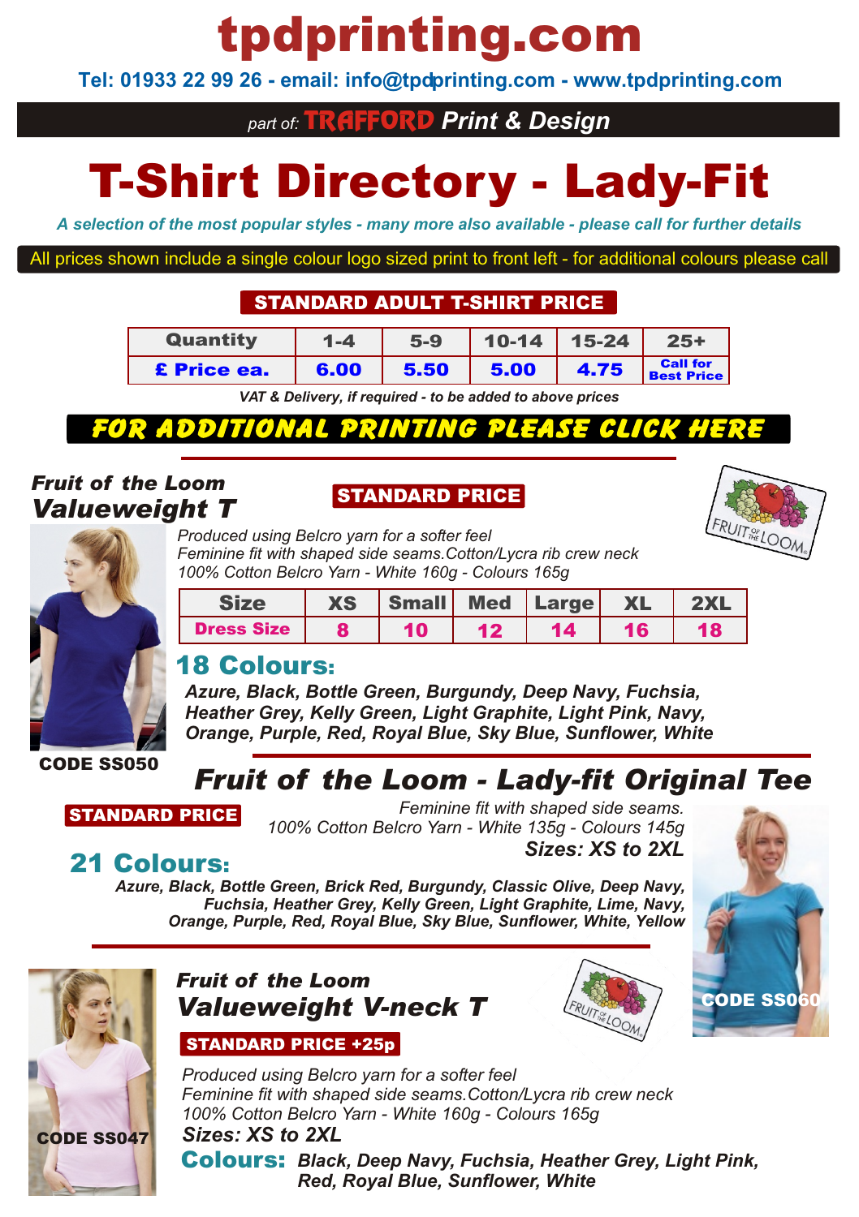# tpdprinting.com

**Tel: 01933 22 99 26 - email: info@tpdprinting.com - www.tpdprinting.com**

*part of:* **TRAFFORD** ***Print & Design***

# T-Shirt Directory - Lady-Fit

*A selection of the most popular styles - many more also available - please call for further details*

All prices shown include a single colour logo sized print to front left - for additional colours please call

## STANDARD ADULT T-SHIRT PRICE

| Quantity | 1-4 | 5-9 | 10-14 | 15-24 | 25+ |
|---|---|---|---|---|---|
| £ Price ea. | 6.00 | 5.50 | 5.00 | 4.75 | Call for Best Price |

*VAT & Delivery, if required - to be added to above prices*

**FOR ADDITIONAL PRINTING PLEASE CLICK HERE**

---

### *Fruit of the Loom Valueweight T*

**STANDARD PRICE**

*Produced using Belcro yarn for a softer feel*
*Feminine fit with shaped side seams.Cotton/Lycra rib crew neck*
*100% Cotton Belcro Yarn - White 160g - Colours 165g*

| Size | XS | Small | Med | Large | XL | 2XL |
|---|---|---|---|---|---|---|
| Dress Size | 8 | 10 | 12 | 14 | 16 | 18 |

**18 Colours:**

***Azure, Black, Bottle Green, Burgundy, Deep Navy, Fuchsia, Heather Grey, Kelly Green, Light Graphite, Light Pink, Navy, Orange, Purple, Red, Royal Blue, Sky Blue, Sunflower, White***

**CODE SS050**

---

### *Fruit of the Loom - Lady-fit Original Tee*

**STANDARD PRICE**

*Feminine fit with shaped side seams.*
*100% Cotton Belcro Yarn - White 135g - Colours 145g*
***Sizes: XS to 2XL***

**21 Colours:**

***Azure, Black, Bottle Green, Brick Red, Burgundy, Classic Olive, Deep Navy, Fuchsia, Heather Grey, Kelly Green, Light Graphite, Lime, Navy, Orange, Purple, Red, Royal Blue, Sky Blue, Sunflower, White, Yellow***

**CODE SS060**

---

### *Fruit of the Loom Valueweight V-neck T*

**STANDARD PRICE +25p**

*Produced using Belcro yarn for a softer feel*
*Feminine fit with shaped side seams.Cotton/Lycra rib crew neck*
*100% Cotton Belcro Yarn - White 160g - Colours 165g*
***Sizes: XS to 2XL***

**Colours:** ***Black, Deep Navy, Fuchsia, Heather Grey, Light Pink, Red, Royal Blue, Sunflower, White***

**CODE SS047**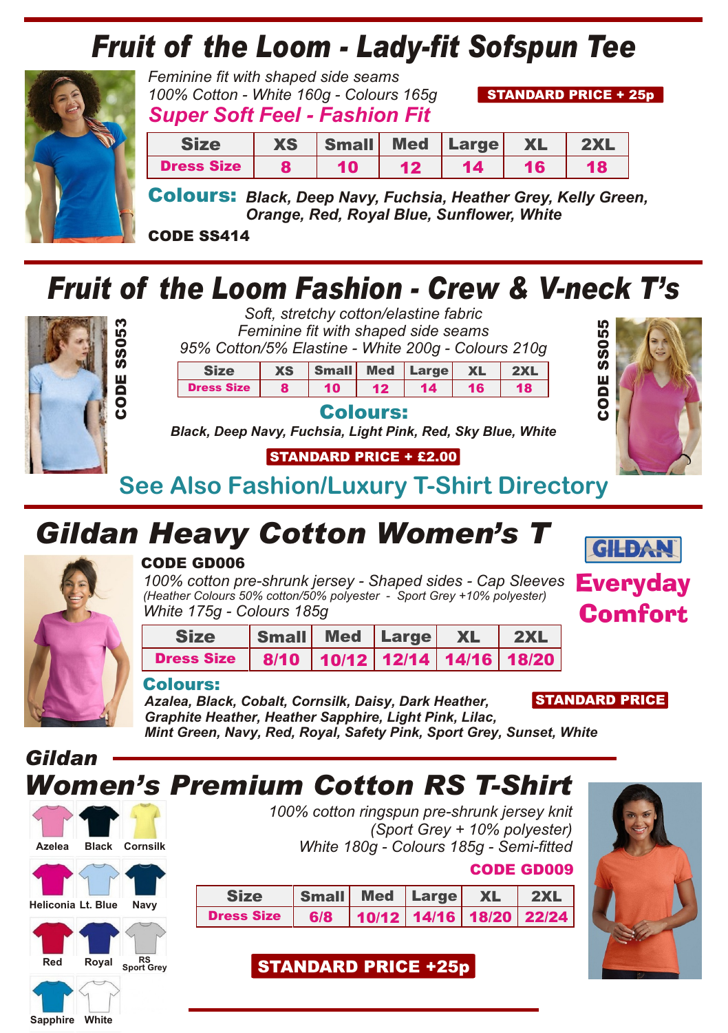# Fruit of the Loom - Lady-fit Sofspun Tee

*Feminine fit with shaped side seams*
*100% Cotton - White 160g - Colours 165g*

**STANDARD PRICE + 25p**

***Super Soft Feel - Fashion Fit***

| Size | XS | Small | Med | Large | XL | 2XL |
|---|---|---|---|---|---|---|
| Dress Size | 8 | 10 | 12 | 14 | 16 | 18 |

**Colours:** *Black, Deep Navy, Fuchsia, Heather Grey, Kelly Green, Orange, Red, Royal Blue, Sunflower, White*

**CODE SS414**

# Fruit of the Loom Fashion - Crew & V-neck T's

**CODE SS053** **CODE SS055**

*Soft, stretchy cotton/elastine fabric*
*Feminine fit with shaped side seams*
*95% Cotton/5% Elastine - White 200g - Colours 210g*

| Size | XS | Small | Med | Large | XL | 2XL |
|---|---|---|---|---|---|---|
| Dress Size | 8 | 10 | 12 | 14 | 16 | 18 |

**Colours:**
*Black, Deep Navy, Fuchsia, Light Pink, Red, Sky Blue, White*

**STANDARD PRICE + £2.00**

**See Also Fashion/Luxury T-Shirt Directory**

# Gildan Heavy Cotton Women's T

**Everyday Comfort**

**CODE GD006**

*100% cotton pre-shrunk jersey - Shaped sides - Cap Sleeves*
*(Heather Colours 50% cotton/50% polyester - Sport Grey +10% polyester)*
*White 175g - Colours 185g*

| Size | Small | Med | Large | XL | 2XL |
|---|---|---|---|---|---|
| Dress Size | 8/10 | 10/12 | 12/14 | 14/16 | 18/20 |

**Colours:**
*Azalea, Black, Cobalt, Cornsilk, Daisy, Dark Heather, Graphite Heather, Heather Sapphire, Light Pink, Lilac, Mint Green, Navy, Red, Royal, Safety Pink, Sport Grey, Sunset, White*

**STANDARD PRICE**

## Gildan Women's Premium Cotton RS T-Shirt

Azelea, Black, Cornsilk, Heliconia, Lt. Blue, Navy, Red, Royal, RS Sport Grey, Sapphire, White

*100% cotton ringspun pre-shrunk jersey knit*
*(Sport Grey + 10% polyester)*
*White 180g - Colours 185g - Semi-fitted*

**CODE GD009**

| Size | Small | Med | Large | XL | 2XL |
|---|---|---|---|---|---|
| Dress Size | 6/8 | 10/12 | 14/16 | 18/20 | 22/24 |

**STANDARD PRICE +25p**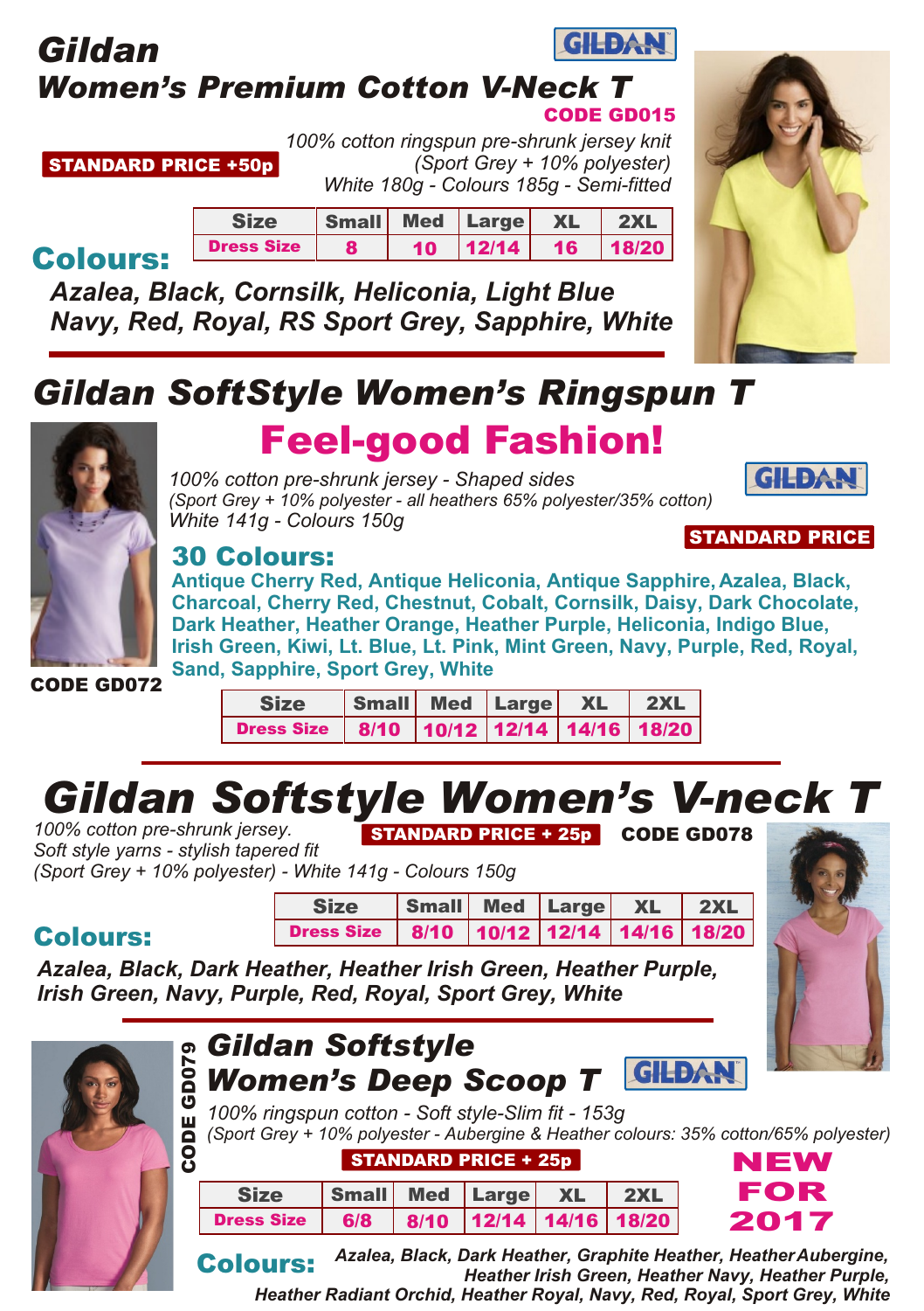# Gildan

## Women's Premium Cotton V-Neck T

GILDAN

**CODE GD015**

**STANDARD PRICE +50p**

*100% cotton ringspun pre-shrunk jersey knit*
*(Sport Grey + 10% polyester)*
*White 180g - Colours 185g - Semi-fitted*

| Size | Small | Med | Large | XL | 2XL |
|---|---|---|---|---|---|
| Dress Size | 8 | 10 | 12/14 | 16 | 18/20 |

**Colours:**

***Azalea, Black, Cornsilk, Heliconia, Light Blue Navy, Red, Royal, RS Sport Grey, Sapphire, White***

# Gildan SoftStyle Women's Ringspun T

## Feel-good Fashion!

*100% cotton pre-shrunk jersey - Shaped sides*
*(Sport Grey + 10% polyester - all heathers 65% polyester/35% cotton)*
*White 141g - Colours 150g*

GILDAN

**STANDARD PRICE**

**30 Colours:**

**Antique Cherry Red, Antique Heliconia, Antique Sapphire, Azalea, Black, Charcoal, Cherry Red, Chestnut, Cobalt, Cornsilk, Daisy, Dark Chocolate, Dark Heather, Heather Orange, Heather Purple, Heliconia, Indigo Blue, Irish Green, Kiwi, Lt. Blue, Lt. Pink, Mint Green, Navy, Purple, Red, Royal, Sand, Sapphire, Sport Grey, White**

**CODE GD072**

| Size | Small | Med | Large | XL | 2XL |
|---|---|---|---|---|---|
| Dress Size | 8/10 | 10/12 | 12/14 | 14/16 | 18/20 |

# Gildan Softstyle Women's V-neck T

*100% cotton pre-shrunk jersey.*
*Soft style yarns - stylish tapered fit*
*(Sport Grey + 10% polyester) - White 141g - Colours 150g*

**STANDARD PRICE + 25p** **CODE GD078**

| Size | Small | Med | Large | XL | 2XL |
|---|---|---|---|---|---|
| Dress Size | 8/10 | 10/12 | 12/14 | 14/16 | 18/20 |

**Colours:**

***Azalea, Black, Dark Heather, Heather Irish Green, Heather Purple, Irish Green, Navy, Purple, Red, Royal, Sport Grey, White***

# Gildan Softstyle Women's Deep Scoop T

**CODE GD079**

GILDAN

*100% ringspun cotton - Soft style-Slim fit - 153g*
*(Sport Grey + 10% polyester - Aubergine & Heather colours: 35% cotton/65% polyester)*

**STANDARD PRICE + 25p**

**NEW FOR 2017**

| Size | Small | Med | Large | XL | 2XL |
|---|---|---|---|---|---|
| Dress Size | 6/8 | 8/10 | 12/14 | 14/16 | 18/20 |

**Colours:** ***Azalea, Black, Dark Heather, Graphite Heather, Heather Aubergine, Heather Irish Green, Heather Navy, Heather Purple, Heather Radiant Orchid, Heather Royal, Navy, Red, Royal, Sport Grey, White***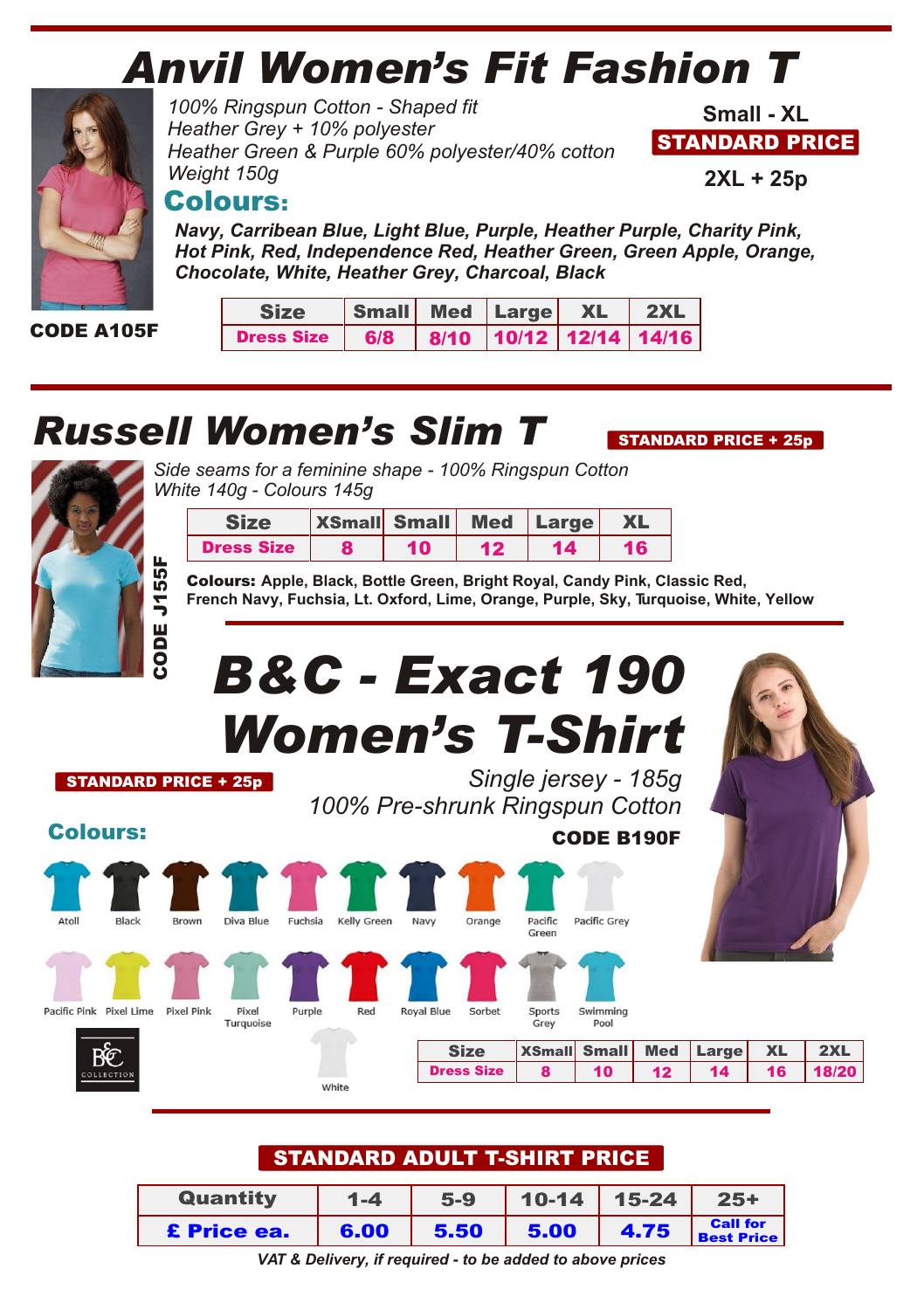# Anvil Women's Fit Fashion T

*100% Ringspun Cotton - Shaped fit*
*Heather Grey + 10% polyester*
*Heather Green & Purple 60% polyester/40% cotton*
*Weight 150g*

**Small - XL**
**STANDARD PRICE**
**2XL + 25p**

## Colours:

***Navy, Carribean Blue, Light Blue, Purple, Heather Purple, Charity Pink, Hot Pink, Red, Independence Red, Heather Green, Green Apple, Orange, Chocolate, White, Heather Grey, Charcoal, Black***

**CODE A105F**

| Size | Small | Med | Large | XL | 2XL |
|---|---|---|---|---|---|
| Dress Size | 6/8 | 8/10 | 10/12 | 12/14 | 14/16 |

# Russell Women's Slim T

**STANDARD PRICE + 25p**

*Side seams for a feminine shape - 100% Ringspun Cotton*
*White 140g - Colours 145g*

| Size | XSmall | Small | Med | Large | XL |
|---|---|---|---|---|---|
| Dress Size | 8 | 10 | 12 | 14 | 16 |

**Colours:** Apple, Black, Bottle Green, Bright Royal, Candy Pink, Classic Red, French Navy, Fuchsia, Lt. Oxford, Lime, Orange, Purple, Sky, Turquoise, White, Yellow

**CODE J155F**

# B&C - Exact 190 Women's T-Shirt

**STANDARD PRICE + 25p**

*Single jersey - 185g*
*100% Pre-shrunk Ringspun Cotton*

**CODE B190F**

## Colours:

Atoll, Black, Brown, Diva Blue, Fuchsia, Kelly Green, Navy, Orange, Pacific Green, Pacific Grey, Pacific Pink, Pixel Lime, Pixel Pink, Pixel Turquoise, Purple, Red, Royal Blue, Sorbet, Sports Grey, Swimming Pool, White

B&C COLLECTION

| Size | XSmall | Small | Med | Large | XL | 2XL |
|---|---|---|---|---|---|---|
| Dress Size | 8 | 10 | 12 | 14 | 16 | 18/20 |

## STANDARD ADULT T-SHIRT PRICE

| Quantity | 1-4 | 5-9 | 10-14 | 15-24 | 25+ |
|---|---|---|---|---|---|
| £ Price ea. | 6.00 | 5.50 | 5.00 | 4.75 | Call for Best Price |

*VAT & Delivery, if required - to be added to above prices*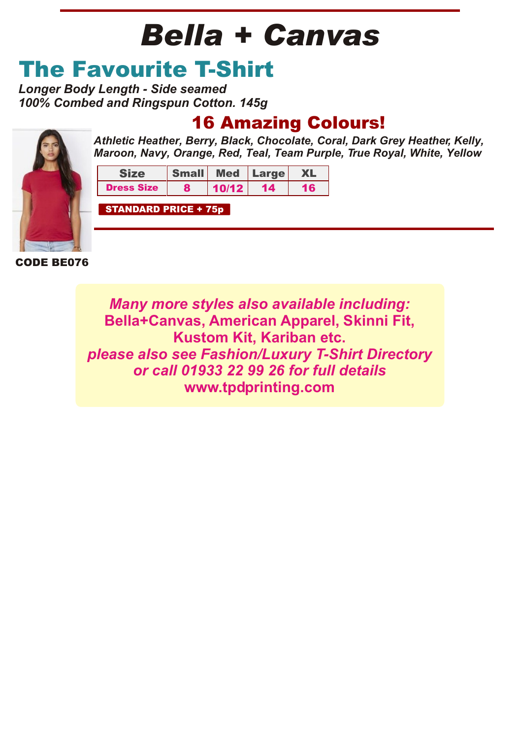# *Bella + Canvas*

## The Favourite T-Shirt

***Longer Body Length - Side seamed***
***100% Combed and Ringspun Cotton. 145g***

### 16 Amazing Colours!

***Athletic Heather, Berry, Black, Chocolate, Coral, Dark Grey Heather, Kelly, Maroon, Navy, Orange, Red, Teal, Team Purple, True Royal, White, Yellow***

| Size | Small | Med | Large | XL |
|---|---|---|---|---|
| Dress Size | 8 | 10/12 | 14 | 16 |

**STANDARD PRICE + 75p**

**CODE BE076**

***Many more styles also available including:***
**Bella+Canvas, American Apparel, Skinni Fit, Kustom Kit, Kariban etc.**
***please also see Fashion/Luxury T-Shirt Directory***
***or call 01933 22 99 26 for full details***
**www.tpdprinting.com**